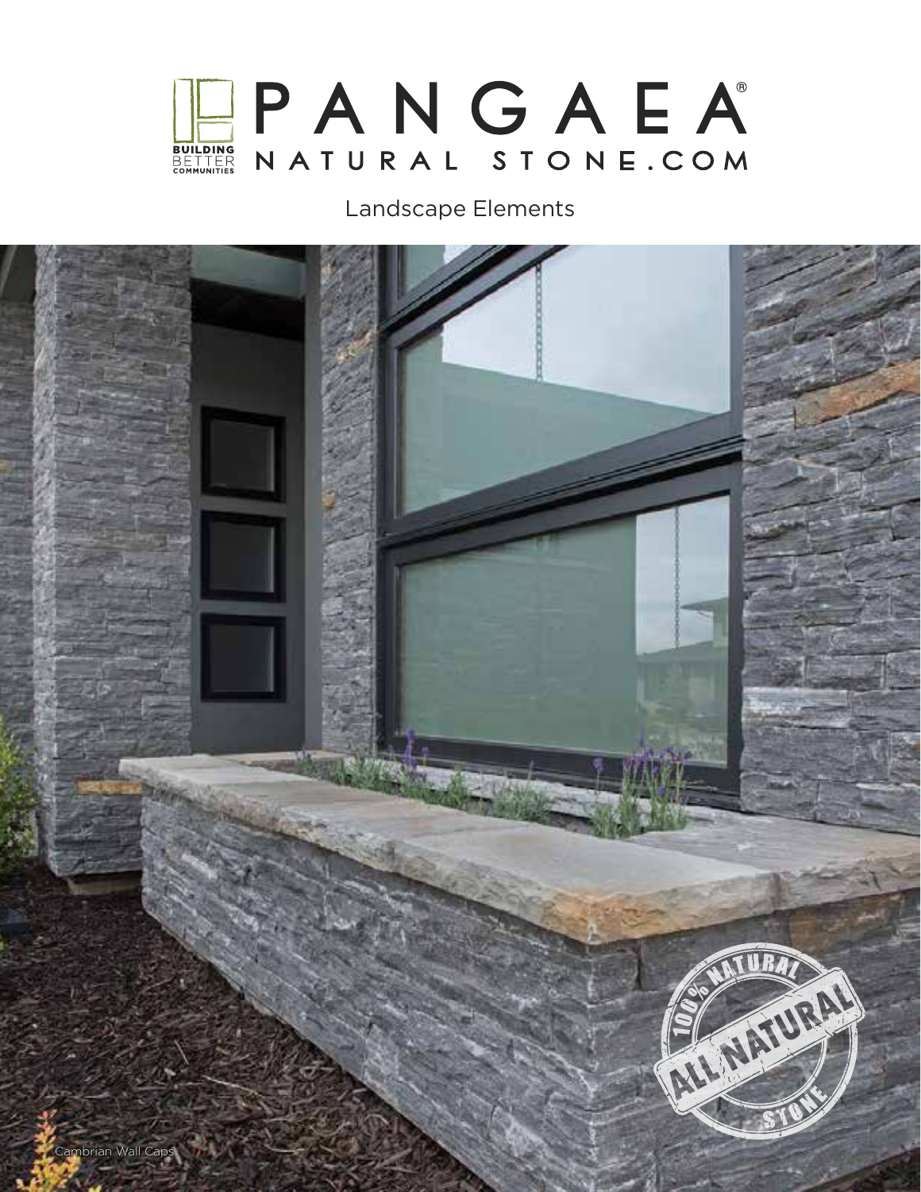# PANGAEA® NATURAL STONE.COM

BUILDING BETTER COMMUNITIES

## Landscape Elements

Cambrian Wall Caps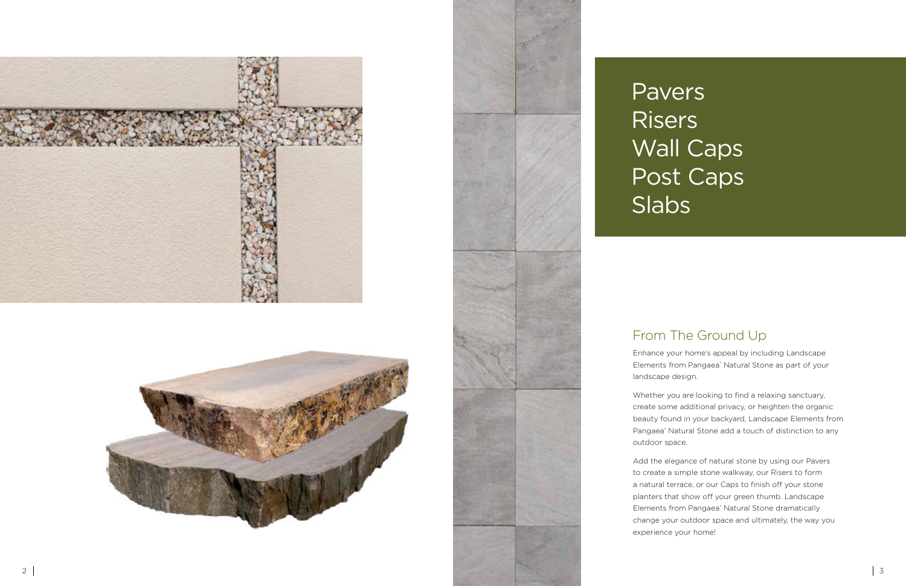# Pavers
# Risers
# Wall Caps
# Post Caps
# Slabs

## From The Ground Up

Enhance your home's appeal by including Landscape Elements from Pangaea® Natural Stone as part of your landscape design.

Whether you are looking to find a relaxing sanctuary, create some additional privacy, or heighten the organic beauty found in your backyard, Landscape Elements from Pangaea® Natural Stone add a touch of distinction to any outdoor space.

Add the elegance of natural stone by using our Pavers to create a simple stone walkway, our Risers to form a natural terrace, or our Caps to finish off your stone planters that show off your green thumb. Landscape Elements from Pangaea® Natural Stone dramatically change your outdoor space and ultimately, the way you experience your home!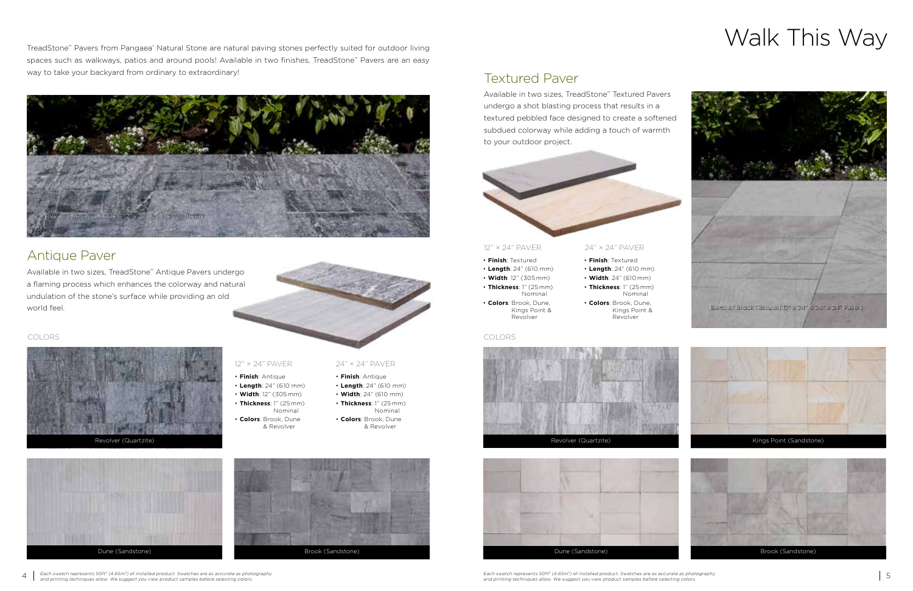# Walk This Way

TreadStone™ Pavers from Pangaea® Natural Stone are natural paving stones perfectly suited for outdoor living spaces such as walkways, patios and around pools! Available in two finishes, TreadStone™ Pavers are an easy way to take your backyard from ordinary to extraordinary!

Blend of Revolver Antique 12" x 24" & 24" x 24" Pavers

## Antique Paver

Available in two sizes, TreadStone™ Antique Pavers undergo a flaming process which enhances the colorway and natural undulation of the stone's surface while providing an old world feel.

### 12" × 24" PAVER

- **Finish**: Antique
- **Length**: 24" (610 mm)
- **Width**: 12" (305 mm)
- **Thickness**: 1" (25 mm) Nominal
- **Colors**: Brook, Dune & Revolver

### 24" × 24" PAVER

- **Finish**: Antique
- **Length**: 24" (610 mm)
- **Width**: 24" (610 mm)
- **Thickness**: 1" (25 mm) Nominal
- **Colors**: Brook, Dune & Revolver

### COLORS

Revolver (Quartzite)

Dune (Sandstone)

Brook (Sandstone)

*Each swatch represents 50ft² (4.65m²) of installed product. Swatches are as accurate as photography and printing techniques allow. We suggest you view product samples before selecting colors.*

## Textured Paver

Available in two sizes, TreadStone™ Textured Pavers undergo a shot blasting process that results in a textured pebbled face designed to create a softened subdued colorway while adding a touch of warmth to your outdoor project.

### 12" × 24" PAVER

- **Finish**: Textured
- **Length**: 24" (610 mm)
- **Width**: 12" (305 mm)
- **Thickness**: 1" (25 mm) Nominal
- **Colors**: Brook, Dune, Kings Point & Revolver

### 24" × 24" PAVER

- **Finish**: Textured
- **Length**: 24" (610 mm)
- **Width**: 24" (610 mm)
- **Thickness**: 1" (25 mm) Nominal
- **Colors**: Brook, Dune, Kings Point & Revolver

Blend of Brook Textured 12" x 24" & 24" x 24" Pavers

### COLORS

Revolver (Quartzite)

Kings Point (Sandstone)

Dune (Sandstone)

Brook (Sandstone)

*Each swatch represents 50ft² (4.65m²) of installed product. Swatches are as accurate as photography and printing techniques allow. We suggest you view product samples before selecting colors.*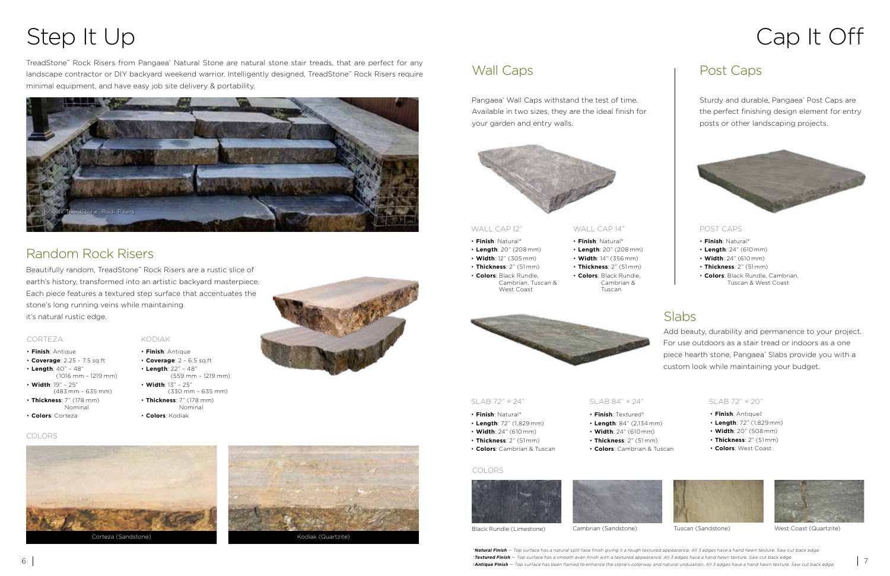# Step It Up

TreadStone™ Rock Risers from Pangaea® Natural Stone are natural stone stair treads, that are perfect for any landscape contractor or DIY backyard weekend warrior. Intelligently designed, TreadStone™ Rock Risers require minimal equipment, and have easy job site delivery & portability.

Kodiak TreadStone™ Rock Risers

## Random Rock Risers

Beautifully random, TreadStone™ Rock Risers are a rustic slice of earth's history, transformed into an artistic backyard masterpiece. Each piece features a textured step surface that accentuates the stone's long running veins while maintaining it's natural rustic edge.

### CORTEZA

- **Finish**: Antique
- **Coverage**: 2.25 – 7.5 sq.ft
- **Length**: 40" – 48" (1016 mm – 1219 mm)
- **Width**: 19" – 25" (483 mm – 635 mm)
- **Thickness**: 7" (178 mm) Nominal
- **Colors**: Corteza

### KODIAK

- **Finish**: Antique
- **Coverage**: 2 – 6.5 sq.ft
- **Length**: 22" – 48" (559 mm – 1219 mm)
- **Width**: 13" – 25" (330 mm – 635 mm)
- **Thickness**: 7" (178 mm) Nominal
- **Colors**: Kodiak

### COLORS

Corteza (Sandstone)

Kodiak (Quartzite)

# Cap It Off

## Wall Caps

Pangaea® Wall Caps withstand the test of time. Available in two sizes, they are the ideal finish for your garden and entry walls.

### WALL CAP 12"

- **Finish**: Natural*
- **Length**: 20" (208 mm)
- **Width**: 12" (305 mm)
- **Thickness**: 2" (51 mm)
- **Colors**: Black Rundle, Cambrian, Tuscan & West Coast

### WALL CAP 14"

- **Finish**: Natural*
- **Length**: 20" (208 mm)
- **Width**: 14" (356 mm)
- **Thickness**: 2" (51 mm)
- **Colors**: Black Rundle, Cambrian & Tuscan

## Post Caps

Sturdy and durable, Pangaea® Post Caps are the perfect finishing design element for entry posts or other landscaping projects.

### POST CAPS

- **Finish**: Natural*
- **Length**: 24" (610 mm)
- **Width**: 24" (610 mm)
- **Thickness**: 2" (51 mm)
- **Colors**: Black Rundle, Cambrian, Tuscan & West Coast

## Slabs

Add beauty, durability and permanence to your project. For use outdoors as a stair tread or indoors as a one piece hearth stone, Pangaea® Slabs provide you with a custom look while maintaining your budget.

### SLAB 72" × 24"

- **Finish**: Natural*
- **Length**: 72" (1,829 mm)
- **Width**: 24" (610 mm)
- **Thickness**: 2" (51 mm)
- **Colors**: Cambrian & Tuscan

### SLAB 84" × 24"

- **Finish**: Textured†
- **Length**: 84" (2,134 mm)
- **Width**: 24" (610 mm)
- **Thickness**: 2" (51 mm)
- **Colors**: Cambrian & Tuscan

### SLAB 72" × 20"

- **Finish**: Antique‡
- **Length**: 72" (1,829 mm)
- **Width**: 20" (508 mm)
- **Thickness**: 2" (51 mm)
- **Colors**: West Coast

### COLORS

Black Rundle (Limestone)

Cambrian (Sandstone)

Tuscan (Sandstone)

West Coast (Quartzite)

**Natural Finish* — *Top surface has a natural split face finish giving it a rough textured appearance. All 3 edges have a hand hewn texture. Saw cut back edge.*

†***Textured Finish*** — *Top surface has a smooth even finish with a textured appearance. All 3 edges have a hand hewn texture. Saw cut back edge.*

‡***Antique Finish*** — *Top surface has been flamed to enhance the stone's colorway and natural undulation. All 3 edges have a hand hewn texture. Saw cut back edge.*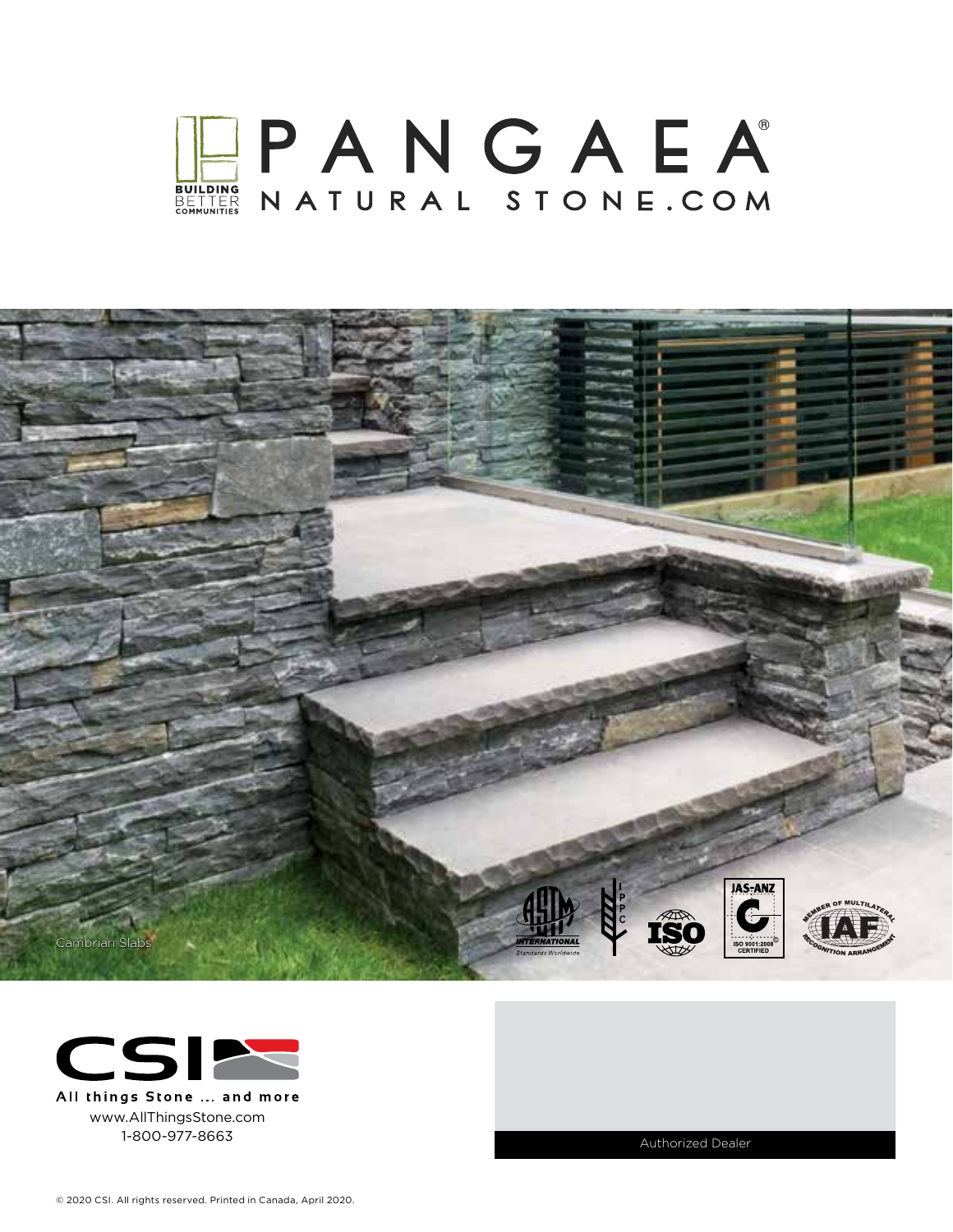# PANGAEA®

NATURAL STONE.COM

BUILDING BETTER COMMUNITIES

Cambrian Slabs

CSI

All things Stone ... and more

www.AllThingsStone.com

1-800-977-8663

Authorized Dealer

© 2020 CSI. All rights reserved. Printed in Canada, April 2020.